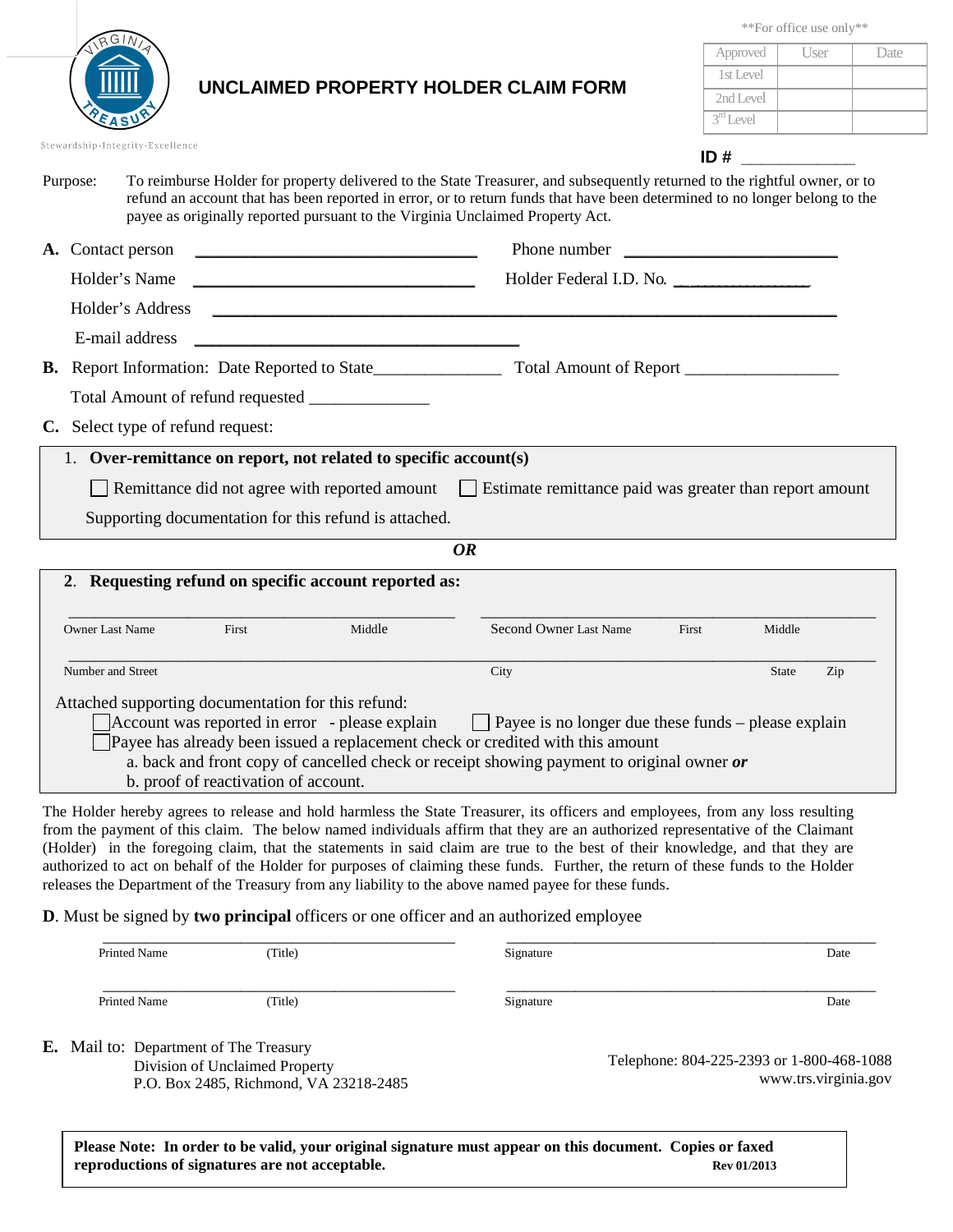VIRGINIA TREASURY

Stewardship·Integrity·Excellence

# UNCLAIMED PROPERTY HOLDER CLAIM FORM

**For office use only**

| Approved | User | Date |
|---|---|---|
| 1st Level | | |
| 2nd Level | | |
| 3rd Level | | |

**ID #** _____________

Purpose: To reimburse Holder for property delivered to the State Treasurer, and subsequently returned to the rightful owner, or to refund an account that has been reported in error, or to return funds that have been determined to no longer belong to the payee as originally reported pursuant to the Virginia Unclaimed Property Act.

**A.** Contact person ________________________________ Phone number ________________________

Holder's Name ________________________________ Holder Federal I.D. No. ________________

Holder's Address ______________________________________________________________________

E-mail address ____________________________________

**B.** Report Information: Date Reported to State_______________ Total Amount of Report _________________

Total Amount of refund requested ______________

**C.** Select type of refund request:

1. **Over-remittance on report, not related to specific account(s)**

☐ Remittance did not agree with reported amount ☐ Estimate remittance paid was greater than report amount

Supporting documentation for this refund is attached.

***OR***

2. **Requesting refund on specific account reported as:**

_____________________________________________ _____________________________________________

Owner Last Name First Middle Second Owner Last Name First Middle

____________________________________________________________________________________________

Number and Street City State Zip

Attached supporting documentation for this refund:

☐ Account was reported in error - please explain ☐ Payee is no longer due these funds – please explain

☐ Payee has already been issued a replacement check or credited with this amount

a. back and front copy of cancelled check or receipt showing payment to original owner ***or***

b. proof of reactivation of account.

The Holder hereby agrees to release and hold harmless the State Treasurer, its officers and employees, from any loss resulting from the payment of this claim. The below named individuals affirm that they are an authorized representative of the Claimant (Holder) in the foregoing claim, that the statements in said claim are true to the best of their knowledge, and that they are authorized to act on behalf of the Holder for purposes of claiming these funds. Further, the return of these funds to the Holder releases the Department of the Treasury from any liability to the above named payee for these funds.

**D**. Must be signed by **two principal** officers or one officer and an authorized employee

_____________________________________________ _____________________________________________

Printed Name (Title) Signature Date

_____________________________________________ _____________________________________________

Printed Name (Title) Signature Date

**E.** Mail to: Department of The Treasury
Division of Unclaimed Property
P.O. Box 2485, Richmond, VA 23218-2485

Telephone: 804-225-2393 or 1-800-468-1088
www.trs.virginia.gov

**Please Note: In order to be valid, your original signature must appear on this document. Copies or faxed reproductions of signatures are not acceptable.** Rev 01/2013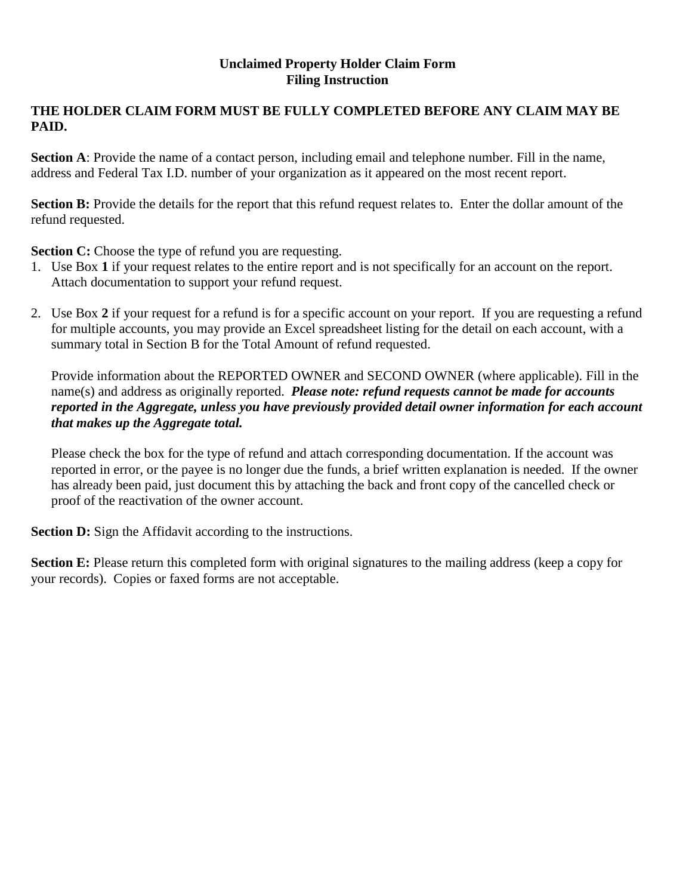# Unclaimed Property Holder Claim Form
## Filing Instruction

**THE HOLDER CLAIM FORM MUST BE FULLY COMPLETED BEFORE ANY CLAIM MAY BE PAID.**

**Section A**: Provide the name of a contact person, including email and telephone number. Fill in the name, address and Federal Tax I.D. number of your organization as it appeared on the most recent report.

**Section B:** Provide the details for the report that this refund request relates to. Enter the dollar amount of the refund requested.

**Section C:** Choose the type of refund you are requesting.

1. Use Box **1** if your request relates to the entire report and is not specifically for an account on the report. Attach documentation to support your refund request.

2. Use Box **2** if your request for a refund is for a specific account on your report. If you are requesting a refund for multiple accounts, you may provide an Excel spreadsheet listing for the detail on each account, with a summary total in Section B for the Total Amount of refund requested.

   Provide information about the REPORTED OWNER and SECOND OWNER (where applicable). Fill in the name(s) and address as originally reported. ***Please note: refund requests cannot be made for accounts reported in the Aggregate, unless you have previously provided detail owner information for each account that makes up the Aggregate total.***

   Please check the box for the type of refund and attach corresponding documentation. If the account was reported in error, or the payee is no longer due the funds, a brief written explanation is needed. If the owner has already been paid, just document this by attaching the back and front copy of the cancelled check or proof of the reactivation of the owner account.

**Section D:** Sign the Affidavit according to the instructions.

**Section E:** Please return this completed form with original signatures to the mailing address (keep a copy for your records). Copies or faxed forms are not acceptable.